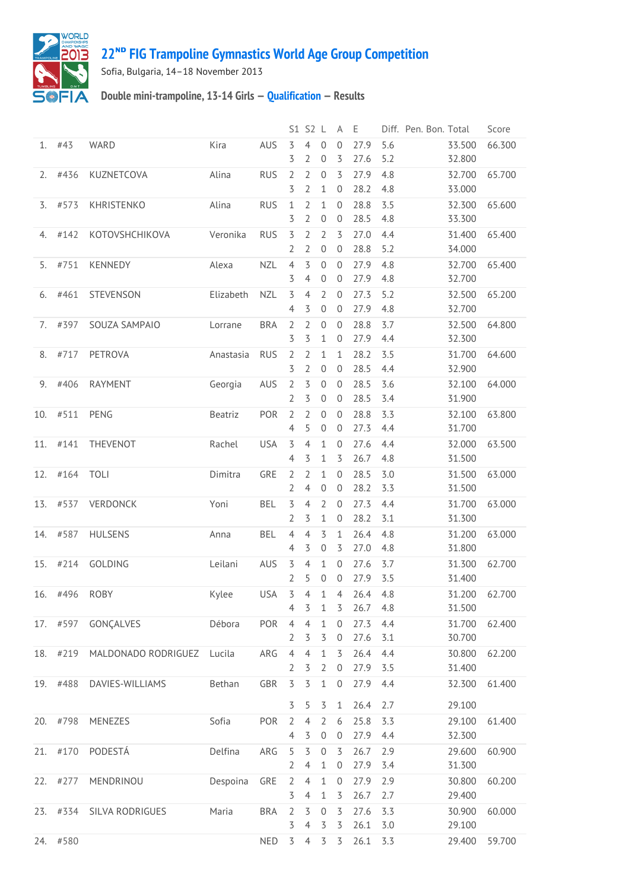# 22ND FIG Trampoline Gymnastics World Age Group Competition

Sofia, Bulgaria, 14–18 November 2013

## Double mini-trampoline, 13-14 Girls — Qualification — Results

| | | | | | S1 | S2 | L | A | E | Diff. | Pen. | Bon. | Total | Score |
|---|---|---|---|---|---|---|---|---|---|---|---|---|---|---|
| 1. | #43 | WARD | Kira | AUS | 3 | 4 | 0 | 0 | 27.9 | 5.6 | | | 33.500 | 66.300 |
| | | | | | 3 | 2 | 0 | 3 | 27.6 | 5.2 | | | 32.800 | |
| 2. | #436 | KUZNETCOVA | Alina | RUS | 2 | 2 | 0 | 3 | 27.9 | 4.8 | | | 32.700 | 65.700 |
| | | | | | 3 | 2 | 1 | 0 | 28.2 | 4.8 | | | 33.000 | |
| 3. | #573 | KHRISTENKO | Alina | RUS | 1 | 2 | 1 | 0 | 28.8 | 3.5 | | | 32.300 | 65.600 |
| | | | | | 3 | 2 | 0 | 0 | 28.5 | 4.8 | | | 33.300 | |
| 4. | #142 | KOTOVSHCHIKOVA | Veronika | RUS | 3 | 2 | 2 | 3 | 27.0 | 4.4 | | | 31.400 | 65.400 |
| | | | | | 2 | 2 | 0 | 0 | 28.8 | 5.2 | | | 34.000 | |
| 5. | #751 | KENNEDY | Alexa | NZL | 4 | 3 | 0 | 0 | 27.9 | 4.8 | | | 32.700 | 65.400 |
| | | | | | 3 | 4 | 0 | 0 | 27.9 | 4.8 | | | 32.700 | |
| 6. | #461 | STEVENSON | Elizabeth | NZL | 3 | 4 | 2 | 0 | 27.3 | 5.2 | | | 32.500 | 65.200 |
| | | | | | 4 | 3 | 0 | 0 | 27.9 | 4.8 | | | 32.700 | |
| 7. | #397 | SOUZA SAMPAIO | Lorrane | BRA | 2 | 2 | 0 | 0 | 28.8 | 3.7 | | | 32.500 | 64.800 |
| | | | | | 3 | 3 | 1 | 0 | 27.9 | 4.4 | | | 32.300 | |
| 8. | #717 | PETROVA | Anastasia | RUS | 2 | 2 | 1 | 1 | 28.2 | 3.5 | | | 31.700 | 64.600 |
| | | | | | 3 | 2 | 0 | 0 | 28.5 | 4.4 | | | 32.900 | |
| 9. | #406 | RAYMENT | Georgia | AUS | 2 | 3 | 0 | 0 | 28.5 | 3.6 | | | 32.100 | 64.000 |
| | | | | | 2 | 3 | 0 | 0 | 28.5 | 3.4 | | | 31.900 | |
| 10. | #511 | PENG | Beatriz | POR | 2 | 2 | 0 | 0 | 28.8 | 3.3 | | | 32.100 | 63.800 |
| | | | | | 4 | 5 | 0 | 0 | 27.3 | 4.4 | | | 31.700 | |
| 11. | #141 | THEVENOT | Rachel | USA | 3 | 4 | 1 | 0 | 27.6 | 4.4 | | | 32.000 | 63.500 |
| | | | | | 4 | 3 | 1 | 3 | 26.7 | 4.8 | | | 31.500 | |
| 12. | #164 | TOLI | Dimitra | GRE | 2 | 2 | 1 | 0 | 28.5 | 3.0 | | | 31.500 | 63.000 |
| | | | | | 2 | 4 | 0 | 0 | 28.2 | 3.3 | | | 31.500 | |
| 13. | #537 | VERDONCK | Yoni | BEL | 3 | 4 | 2 | 0 | 27.3 | 4.4 | | | 31.700 | 63.000 |
| | | | | | 2 | 3 | 1 | 0 | 28.2 | 3.1 | | | 31.300 | |
| 14. | #587 | HULSENS | Anna | BEL | 4 | 4 | 3 | 1 | 26.4 | 4.8 | | | 31.200 | 63.000 |
| | | | | | 4 | 3 | 0 | 3 | 27.0 | 4.8 | | | 31.800 | |
| 15. | #214 | GOLDING | Leilani | AUS | 3 | 4 | 1 | 0 | 27.6 | 3.7 | | | 31.300 | 62.700 |
| | | | | | 2 | 5 | 0 | 0 | 27.9 | 3.5 | | | 31.400 | |
| 16. | #496 | ROBY | Kylee | USA | 3 | 4 | 1 | 4 | 26.4 | 4.8 | | | 31.200 | 62.700 |
| | | | | | 4 | 3 | 1 | 3 | 26.7 | 4.8 | | | 31.500 | |
| 17. | #597 | GONÇALVES | Débora | POR | 4 | 4 | 1 | 0 | 27.3 | 4.4 | | | 31.700 | 62.400 |
| | | | | | 2 | 3 | 3 | 0 | 27.6 | 3.1 | | | 30.700 | |
| 18. | #219 | MALDONADO RODRIGUEZ | Lucila | ARG | 4 | 4 | 1 | 3 | 26.4 | 4.4 | | | 30.800 | 62.200 |
| | | | | | 2 | 3 | 2 | 0 | 27.9 | 3.5 | | | 31.400 | |
| 19. | #488 | DAVIES-WILLIAMS | Bethan | GBR | 3 | 3 | 1 | 0 | 27.9 | 4.4 | | | 32.300 | 61.400 |
| | | | | | 3 | 5 | 3 | 1 | 26.4 | 2.7 | | | 29.100 | |
| 20. | #798 | MENEZES | Sofia | POR | 2 | 4 | 2 | 6 | 25.8 | 3.3 | | | 29.100 | 61.400 |
| | | | | | 4 | 3 | 0 | 0 | 27.9 | 4.4 | | | 32.300 | |
| 21. | #170 | PODESTÁ | Delfina | ARG | 5 | 3 | 0 | 3 | 26.7 | 2.9 | | | 29.600 | 60.900 |
| | | | | | 2 | 4 | 1 | 0 | 27.9 | 3.4 | | | 31.300 | |
| 22. | #277 | MENDRINOU | Despoina | GRE | 2 | 4 | 1 | 0 | 27.9 | 2.9 | | | 30.800 | 60.200 |
| | | | | | 3 | 4 | 1 | 3 | 26.7 | 2.7 | | | 29.400 | |
| 23. | #334 | SILVA RODRIGUES | Maria | BRA | 2 | 3 | 0 | 3 | 27.6 | 3.3 | | | 30.900 | 60.000 |
| | | | | | 3 | 4 | 3 | 3 | 26.1 | 3.0 | | | 29.100 | |
| 24. | #580 | | | NED | 3 | 4 | 3 | 3 | 26.1 | 3.3 | | | 29.400 | 59.700 |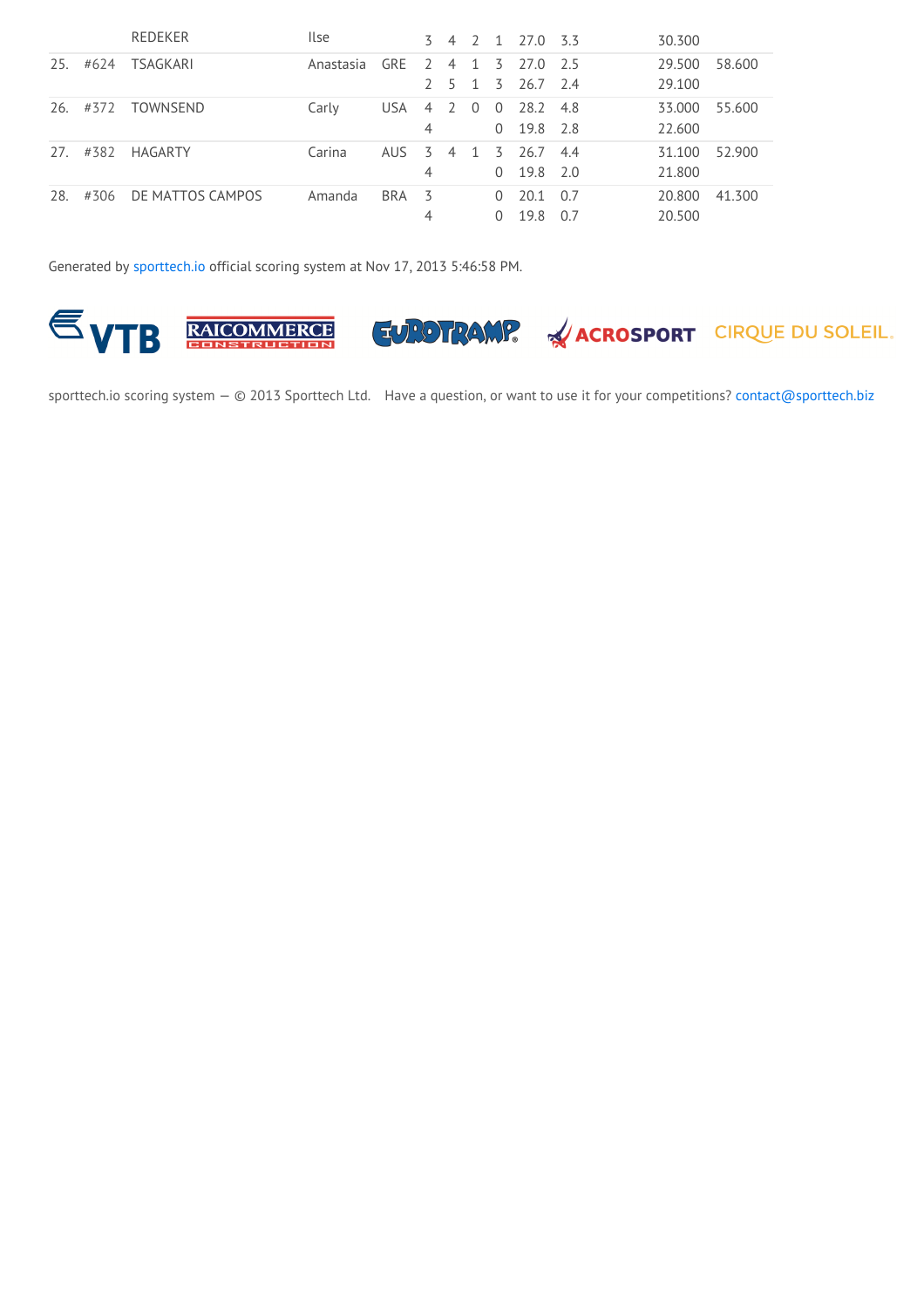| | | | | | | | | | | | | |
|---|---|---|---|---|---|---|---|---|---|---|---|---|
| | | REDEKER | Ilse | | 3 | 4 | 2 | 1 | 27.0 | 3.3 | 30.300 | |
| 25. | #624 | TSAGKARI | Anastasia | GRE | 2 | 4 | 1 | 3 | 27.0 | 2.5 | 29.500 | 58.600 |
| | | | | | 2 | 5 | 1 | 3 | 26.7 | 2.4 | 29.100 | |
| 26. | #372 | TOWNSEND | Carly | USA | 4 | 2 | 0 | 0 | 28.2 | 4.8 | 33.000 | 55.600 |
| | | | | | 4 | | | 0 | 19.8 | 2.8 | 22.600 | |
| 27. | #382 | HAGARTY | Carina | AUS | 3 | 4 | 1 | 3 | 26.7 | 4.4 | 31.100 | 52.900 |
| | | | | | 4 | | | 0 | 19.8 | 2.0 | 21.800 | |
| 28. | #306 | DE MATTOS CAMPOS | Amanda | BRA | 3 | | | 0 | 20.1 | 0.7 | 20.800 | 41.300 |
| | | | | | 4 | | | 0 | 19.8 | 0.7 | 20.500 | |

Generated by sporttech.io official scoring system at Nov 17, 2013 5:46:58 PM.

VTB RAICOMMERCE CONSTRUCTION EUROTRAMP ACROSPORT CIRQUE DU SOLEIL

sporttech.io scoring system — © 2013 Sporttech Ltd. Have a question, or want to use it for your competitions? contact@sporttech.biz